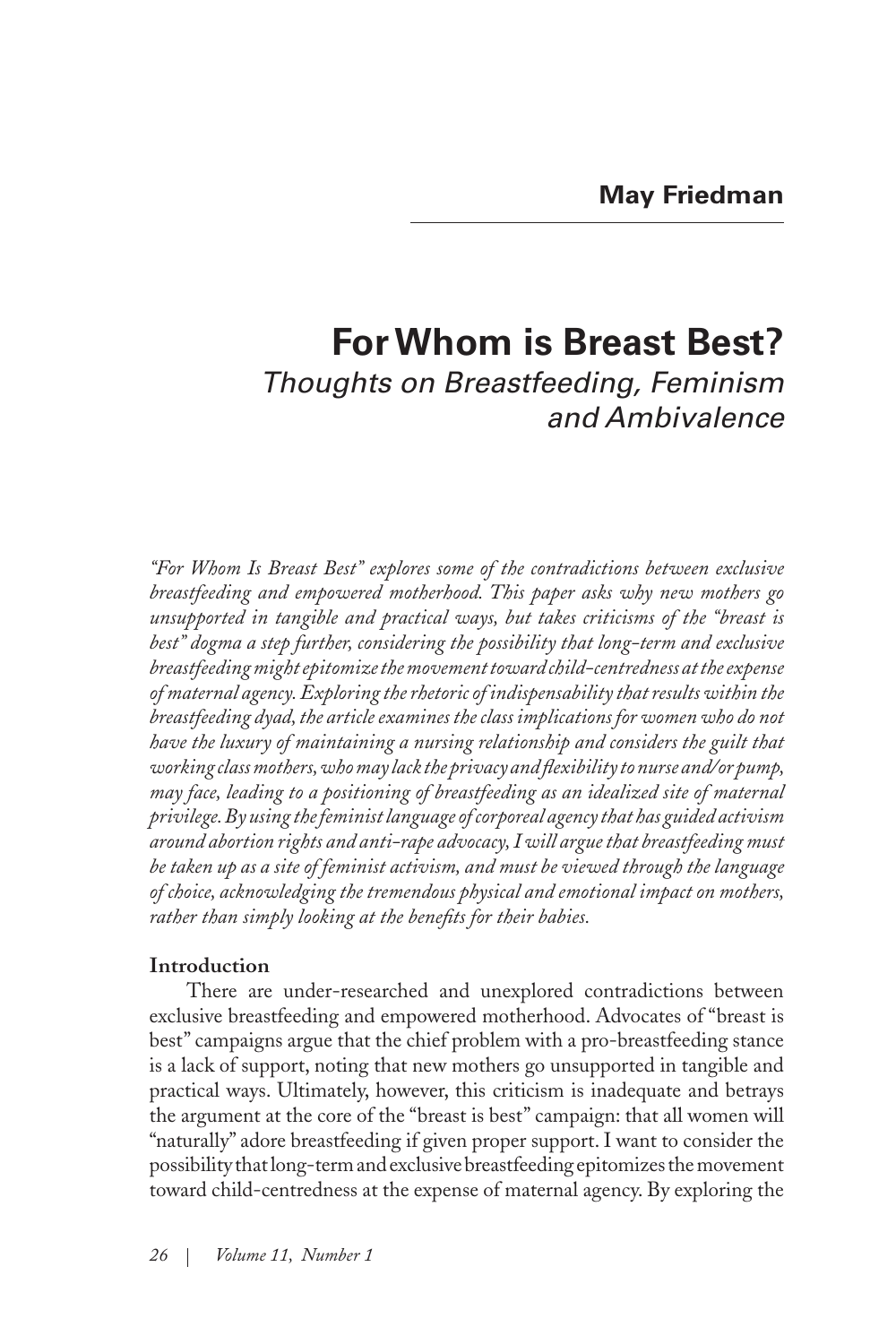**May Friedman**

# For Whom is Breast Best?

## *Thoughts on Breastfeeding, Feminism and Ambivalence*

*"For Whom Is Breast Best" explores some of the contradictions between exclusive breastfeeding and empowered motherhood. This paper asks why new mothers go unsupported in tangible and practical ways, but takes criticisms of the "breast is best" dogma a step further, considering the possibility that long-term and exclusive breastfeeding might epitomize the movement toward child-centredness at the expense of maternal agency. Exploring the rhetoric of indispensability that results within the breastfeeding dyad, the article examines the class implications for women who do not have the luxury of maintaining a nursing relationship and considers the guilt that working class mothers, who may lack the privacy and flexibility to nurse and/or pump, may face, leading to a positioning of breastfeeding as an idealized site of maternal privilege. By using the feminist language of corporeal agency that has guided activism around abortion rights and anti-rape advocacy, I will argue that breastfeeding must be taken up as a site of feminist activism, and must be viewed through the language of choice, acknowledging the tremendous physical and emotional impact on mothers, rather than simply looking at the benefits for their babies.*

### Introduction

There are under-researched and unexplored contradictions between exclusive breastfeeding and empowered motherhood. Advocates of "breast is best" campaigns argue that the chief problem with a pro-breastfeeding stance is a lack of support, noting that new mothers go unsupported in tangible and practical ways. Ultimately, however, this criticism is inadequate and betrays the argument at the core of the "breast is best" campaign: that all women will "naturally" adore breastfeeding if given proper support. I want to consider the possibility that long-term and exclusive breastfeeding epitomizes the movement toward child-centredness at the expense of maternal agency. By exploring the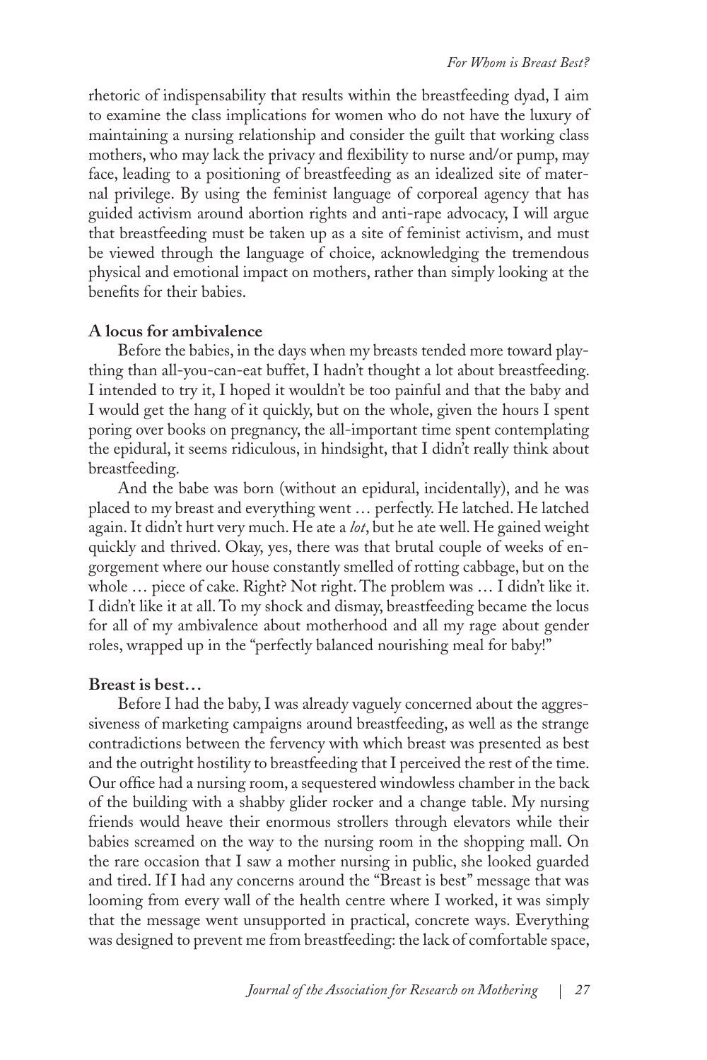rhetoric of indispensability that results within the breastfeeding dyad, I aim to examine the class implications for women who do not have the luxury of maintaining a nursing relationship and consider the guilt that working class mothers, who may lack the privacy and flexibility to nurse and/or pump, may face, leading to a positioning of breastfeeding as an idealized site of maternal privilege. By using the feminist language of corporeal agency that has guided activism around abortion rights and anti-rape advocacy, I will argue that breastfeeding must be taken up as a site of feminist activism, and must be viewed through the language of choice, acknowledging the tremendous physical and emotional impact on mothers, rather than simply looking at the benefits for their babies.

**A locus for ambivalence**

Before the babies, in the days when my breasts tended more toward plaything than all-you-can-eat buffet, I hadn't thought a lot about breastfeeding. I intended to try it, I hoped it wouldn't be too painful and that the baby and I would get the hang of it quickly, but on the whole, given the hours I spent poring over books on pregnancy, the all-important time spent contemplating the epidural, it seems ridiculous, in hindsight, that I didn't really think about breastfeeding.

And the babe was born (without an epidural, incidentally), and he was placed to my breast and everything went … perfectly. He latched. He latched again. It didn't hurt very much. He ate a *lot*, but he ate well. He gained weight quickly and thrived. Okay, yes, there was that brutal couple of weeks of engorgement where our house constantly smelled of rotting cabbage, but on the whole … piece of cake. Right? Not right. The problem was … I didn't like it. I didn't like it at all. To my shock and dismay, breastfeeding became the locus for all of my ambivalence about motherhood and all my rage about gender roles, wrapped up in the "perfectly balanced nourishing meal for baby!"

**Breast is best…**

Before I had the baby, I was already vaguely concerned about the aggressiveness of marketing campaigns around breastfeeding, as well as the strange contradictions between the fervency with which breast was presented as best and the outright hostility to breastfeeding that I perceived the rest of the time. Our office had a nursing room, a sequestered windowless chamber in the back of the building with a shabby glider rocker and a change table. My nursing friends would heave their enormous strollers through elevators while their babies screamed on the way to the nursing room in the shopping mall. On the rare occasion that I saw a mother nursing in public, she looked guarded and tired. If I had any concerns around the "Breast is best" message that was looming from every wall of the health centre where I worked, it was simply that the message went unsupported in practical, concrete ways. Everything was designed to prevent me from breastfeeding: the lack of comfortable space,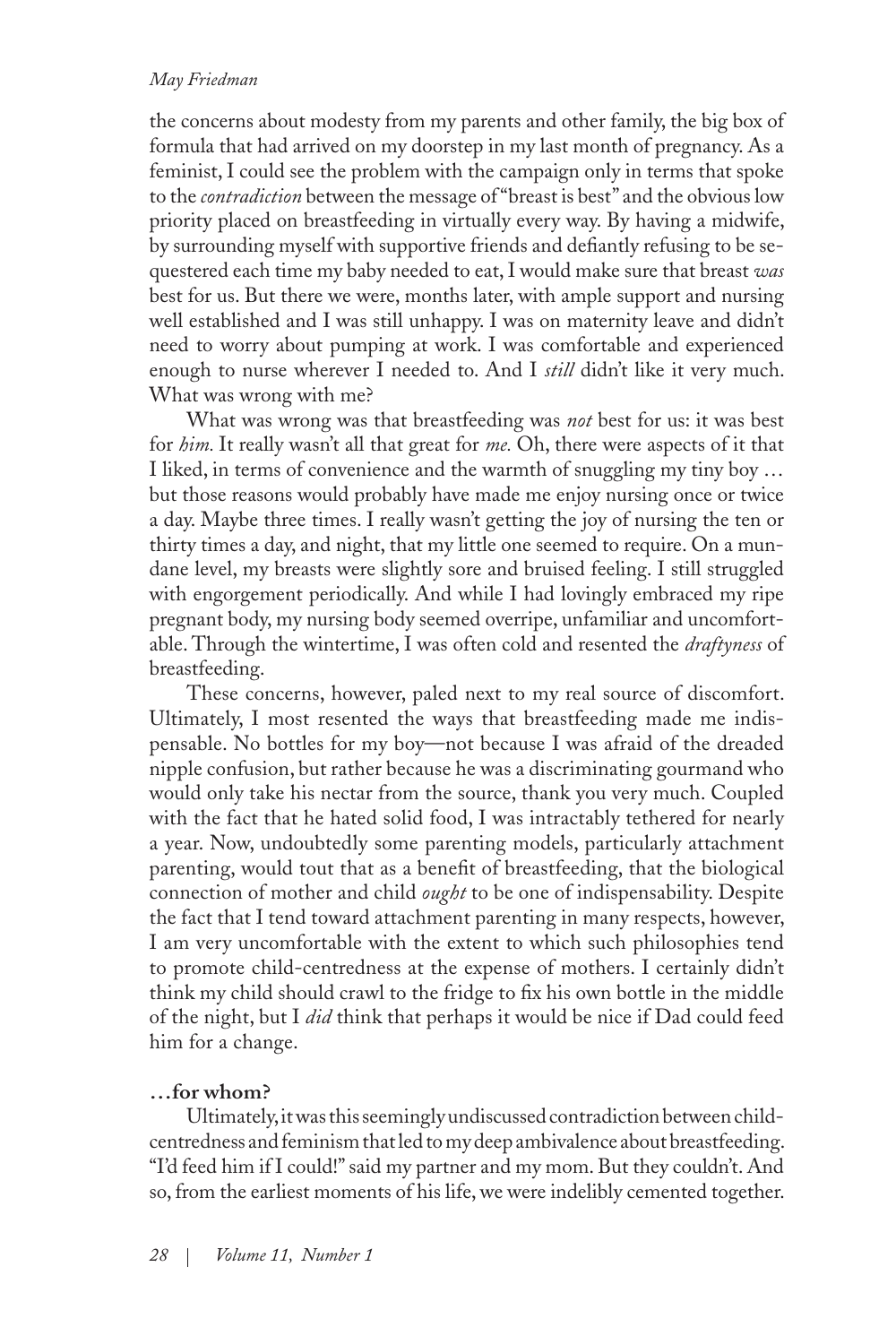the concerns about modesty from my parents and other family, the big box of formula that had arrived on my doorstep in my last month of pregnancy. As a feminist, I could see the problem with the campaign only in terms that spoke to the *contradiction* between the message of "breast is best" and the obvious low priority placed on breastfeeding in virtually every way. By having a midwife, by surrounding myself with supportive friends and defiantly refusing to be sequestered each time my baby needed to eat, I would make sure that breast *was* best for us. But there we were, months later, with ample support and nursing well established and I was still unhappy. I was on maternity leave and didn't need to worry about pumping at work. I was comfortable and experienced enough to nurse wherever I needed to. And I *still* didn't like it very much. What was wrong with me?

What was wrong was that breastfeeding was *not* best for us: it was best for *him.* It really wasn't all that great for *me.* Oh, there were aspects of it that I liked, in terms of convenience and the warmth of snuggling my tiny boy … but those reasons would probably have made me enjoy nursing once or twice a day. Maybe three times. I really wasn't getting the joy of nursing the ten or thirty times a day, and night, that my little one seemed to require. On a mundane level, my breasts were slightly sore and bruised feeling. I still struggled with engorgement periodically. And while I had lovingly embraced my ripe pregnant body, my nursing body seemed overripe, unfamiliar and uncomfortable. Through the wintertime, I was often cold and resented the *draftyness* of breastfeeding.

These concerns, however, paled next to my real source of discomfort. Ultimately, I most resented the ways that breastfeeding made me indispensable. No bottles for my boy—not because I was afraid of the dreaded nipple confusion, but rather because he was a discriminating gourmand who would only take his nectar from the source, thank you very much. Coupled with the fact that he hated solid food, I was intractably tethered for nearly a year. Now, undoubtedly some parenting models, particularly attachment parenting, would tout that as a benefit of breastfeeding, that the biological connection of mother and child *ought* to be one of indispensability. Despite the fact that I tend toward attachment parenting in many respects, however, I am very uncomfortable with the extent to which such philosophies tend to promote child-centredness at the expense of mothers. I certainly didn't think my child should crawl to the fridge to fix his own bottle in the middle of the night, but I *did* think that perhaps it would be nice if Dad could feed him for a change.

**…for whom?**

Ultimately, it was this seemingly undiscussed contradiction between child-centredness and feminism that led to my deep ambivalence about breastfeeding. "I'd feed him if I could!" said my partner and my mom. But they couldn't. And so, from the earliest moments of his life, we were indelibly cemented together.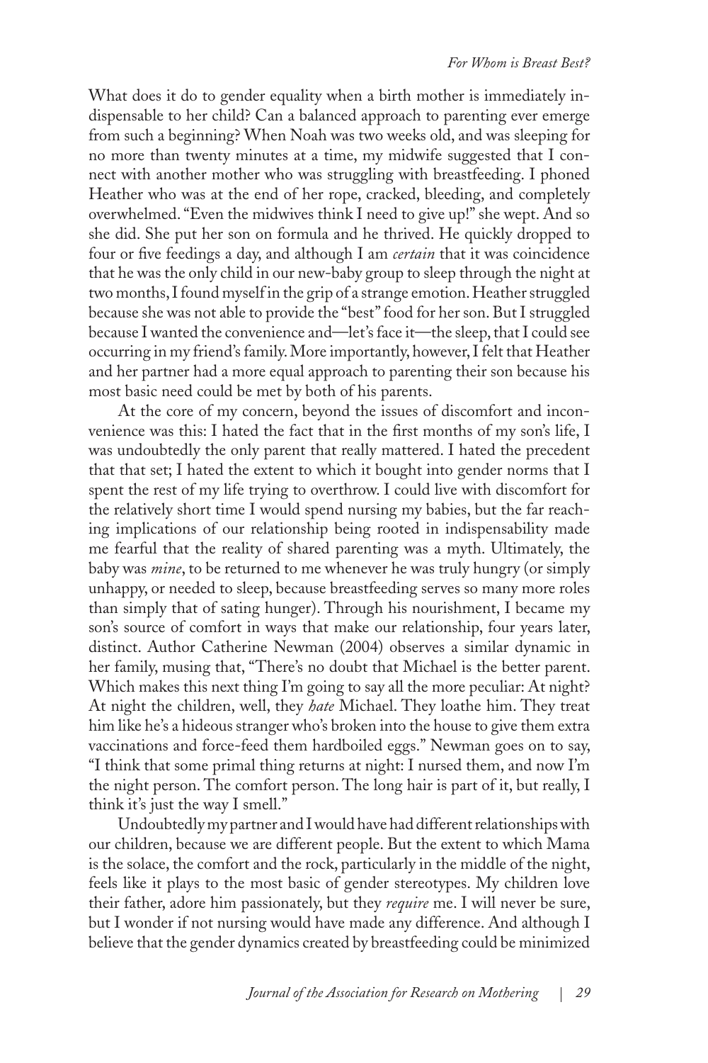What does it do to gender equality when a birth mother is immediately indispensable to her child? Can a balanced approach to parenting ever emerge from such a beginning? When Noah was two weeks old, and was sleeping for no more than twenty minutes at a time, my midwife suggested that I connect with another mother who was struggling with breastfeeding. I phoned Heather who was at the end of her rope, cracked, bleeding, and completely overwhelmed. "Even the midwives think I need to give up!" she wept. And so she did. She put her son on formula and he thrived. He quickly dropped to four or five feedings a day, and although I am *certain* that it was coincidence that he was the only child in our new-baby group to sleep through the night at two months, I found myself in the grip of a strange emotion. Heather struggled because she was not able to provide the "best" food for her son. But I struggled because I wanted the convenience and—let's face it—the sleep, that I could see occurring in my friend's family. More importantly, however, I felt that Heather and her partner had a more equal approach to parenting their son because his most basic need could be met by both of his parents.

At the core of my concern, beyond the issues of discomfort and inconvenience was this: I hated the fact that in the first months of my son's life, I was undoubtedly the only parent that really mattered. I hated the precedent that that set; I hated the extent to which it bought into gender norms that I spent the rest of my life trying to overthrow. I could live with discomfort for the relatively short time I would spend nursing my babies, but the far reaching implications of our relationship being rooted in indispensability made me fearful that the reality of shared parenting was a myth. Ultimately, the baby was *mine*, to be returned to me whenever he was truly hungry (or simply unhappy, or needed to sleep, because breastfeeding serves so many more roles than simply that of sating hunger). Through his nourishment, I became my son's source of comfort in ways that make our relationship, four years later, distinct. Author Catherine Newman (2004) observes a similar dynamic in her family, musing that, "There's no doubt that Michael is the better parent. Which makes this next thing I'm going to say all the more peculiar: At night? At night the children, well, they *hate* Michael. They loathe him. They treat him like he's a hideous stranger who's broken into the house to give them extra vaccinations and force-feed them hardboiled eggs." Newman goes on to say, "I think that some primal thing returns at night: I nursed them, and now I'm the night person. The comfort person. The long hair is part of it, but really, I think it's just the way I smell."

Undoubtedly my partner and I would have had different relationships with our children, because we are different people. But the extent to which Mama is the solace, the comfort and the rock, particularly in the middle of the night, feels like it plays to the most basic of gender stereotypes. My children love their father, adore him passionately, but they *require* me. I will never be sure, but I wonder if not nursing would have made any difference. And although I believe that the gender dynamics created by breastfeeding could be minimized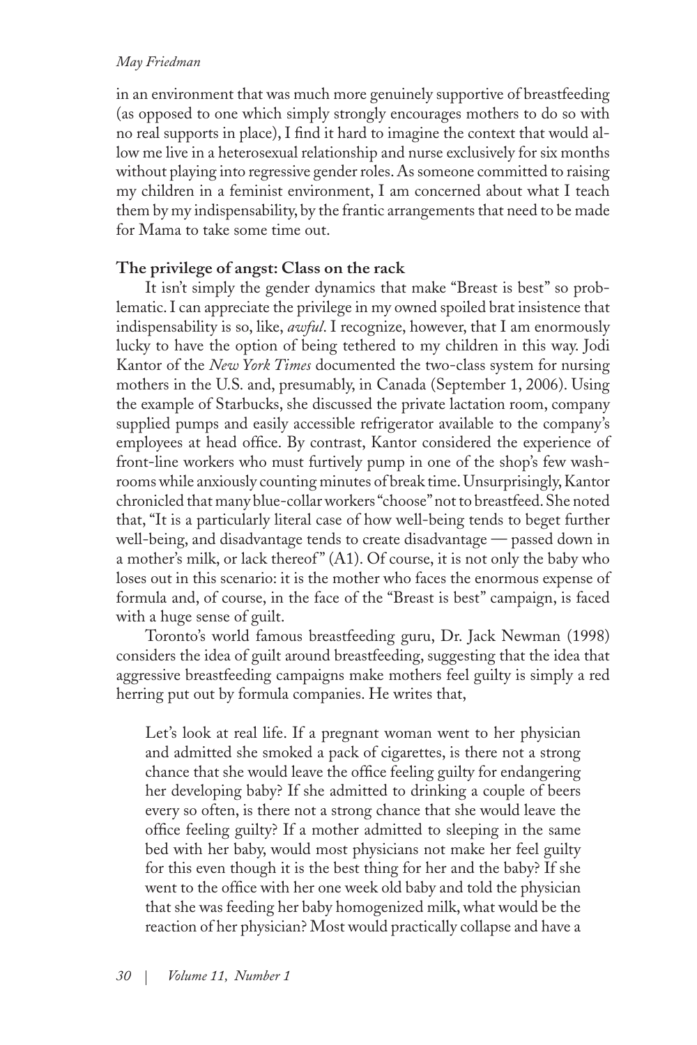in an environment that was much more genuinely supportive of breastfeeding (as opposed to one which simply strongly encourages mothers to do so with no real supports in place), I find it hard to imagine the context that would allow me live in a heterosexual relationship and nurse exclusively for six months without playing into regressive gender roles. As someone committed to raising my children in a feminist environment, I am concerned about what I teach them by my indispensability, by the frantic arrangements that need to be made for Mama to take some time out.

**The privilege of angst: Class on the rack**

It isn't simply the gender dynamics that make "Breast is best" so problematic. I can appreciate the privilege in my owned spoiled brat insistence that indispensability is so, like, *awful*. I recognize, however, that I am enormously lucky to have the option of being tethered to my children in this way. Jodi Kantor of the *New York Times* documented the two-class system for nursing mothers in the U.S. and, presumably, in Canada (September 1, 2006). Using the example of Starbucks, she discussed the private lactation room, company supplied pumps and easily accessible refrigerator available to the company's employees at head office. By contrast, Kantor considered the experience of front-line workers who must furtively pump in one of the shop's few washrooms while anxiously counting minutes of break time. Unsurprisingly, Kantor chronicled that many blue-collar workers "choose" not to breastfeed. She noted that, "It is a particularly literal case of how well-being tends to beget further well-being, and disadvantage tends to create disadvantage — passed down in a mother's milk, or lack thereof" (A1). Of course, it is not only the baby who loses out in this scenario: it is the mother who faces the enormous expense of formula and, of course, in the face of the "Breast is best" campaign, is faced with a huge sense of guilt.

Toronto's world famous breastfeeding guru, Dr. Jack Newman (1998) considers the idea of guilt around breastfeeding, suggesting that the idea that aggressive breastfeeding campaigns make mothers feel guilty is simply a red herring put out by formula companies. He writes that,

> Let's look at real life. If a pregnant woman went to her physician and admitted she smoked a pack of cigarettes, is there not a strong chance that she would leave the office feeling guilty for endangering her developing baby? If she admitted to drinking a couple of beers every so often, is there not a strong chance that she would leave the office feeling guilty? If a mother admitted to sleeping in the same bed with her baby, would most physicians not make her feel guilty for this even though it is the best thing for her and the baby? If she went to the office with her one week old baby and told the physician that she was feeding her baby homogenized milk, what would be the reaction of her physician? Most would practically collapse and have a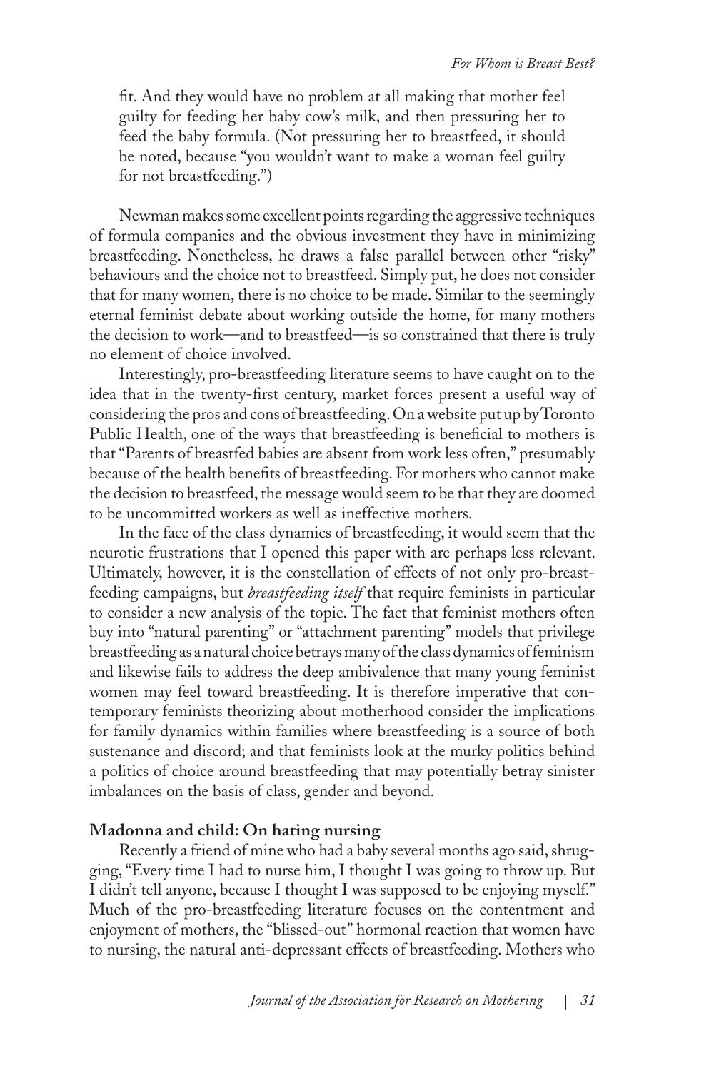fit. And they would have no problem at all making that mother feel guilty for feeding her baby cow's milk, and then pressuring her to feed the baby formula. (Not pressuring her to breastfeed, it should be noted, because "you wouldn't want to make a woman feel guilty for not breastfeeding.")

Newman makes some excellent points regarding the aggressive techniques of formula companies and the obvious investment they have in minimizing breastfeeding. Nonetheless, he draws a false parallel between other "risky" behaviours and the choice not to breastfeed. Simply put, he does not consider that for many women, there is no choice to be made. Similar to the seemingly eternal feminist debate about working outside the home, for many mothers the decision to work—and to breastfeed—is so constrained that there is truly no element of choice involved.

Interestingly, pro-breastfeeding literature seems to have caught on to the idea that in the twenty-first century, market forces present a useful way of considering the pros and cons of breastfeeding. On a website put up by Toronto Public Health, one of the ways that breastfeeding is beneficial to mothers is that "Parents of breastfed babies are absent from work less often," presumably because of the health benefits of breastfeeding. For mothers who cannot make the decision to breastfeed, the message would seem to be that they are doomed to be uncommitted workers as well as ineffective mothers.

In the face of the class dynamics of breastfeeding, it would seem that the neurotic frustrations that I opened this paper with are perhaps less relevant. Ultimately, however, it is the constellation of effects of not only pro-breastfeeding campaigns, but *breastfeeding itself* that require feminists in particular to consider a new analysis of the topic. The fact that feminist mothers often buy into "natural parenting" or "attachment parenting" models that privilege breastfeeding as a natural choice betrays many of the class dynamics of feminism and likewise fails to address the deep ambivalence that many young feminist women may feel toward breastfeeding. It is therefore imperative that contemporary feminists theorizing about motherhood consider the implications for family dynamics within families where breastfeeding is a source of both sustenance and discord; and that feminists look at the murky politics behind a politics of choice around breastfeeding that may potentially betray sinister imbalances on the basis of class, gender and beyond.

**Madonna and child: On hating nursing**

Recently a friend of mine who had a baby several months ago said, shrugging, "Every time I had to nurse him, I thought I was going to throw up. But I didn't tell anyone, because I thought I was supposed to be enjoying myself." Much of the pro-breastfeeding literature focuses on the contentment and enjoyment of mothers, the "blissed-out" hormonal reaction that women have to nursing, the natural anti-depressant effects of breastfeeding. Mothers who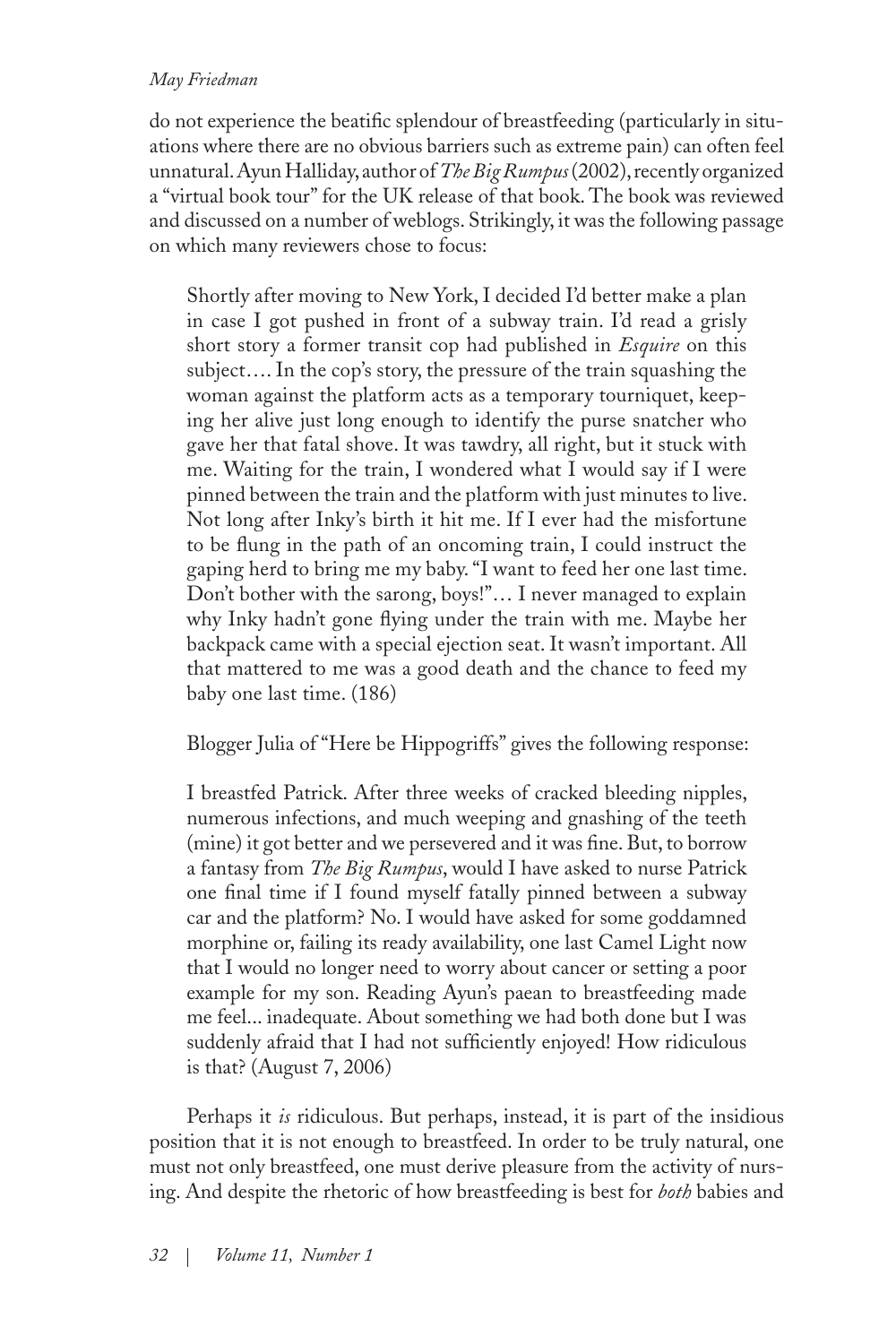do not experience the beatific splendour of breastfeeding (particularly in situations where there are no obvious barriers such as extreme pain) can often feel unnatural. Ayun Halliday, author of *The Big Rumpus* (2002), recently organized a "virtual book tour" for the UK release of that book. The book was reviewed and discussed on a number of weblogs. Strikingly, it was the following passage on which many reviewers chose to focus:

> Shortly after moving to New York, I decided I'd better make a plan in case I got pushed in front of a subway train. I'd read a grisly short story a former transit cop had published in *Esquire* on this subject…. In the cop's story, the pressure of the train squashing the woman against the platform acts as a temporary tourniquet, keeping her alive just long enough to identify the purse snatcher who gave her that fatal shove. It was tawdry, all right, but it stuck with me. Waiting for the train, I wondered what I would say if I were pinned between the train and the platform with just minutes to live. Not long after Inky's birth it hit me. If I ever had the misfortune to be flung in the path of an oncoming train, I could instruct the gaping herd to bring me my baby. "I want to feed her one last time. Don't bother with the sarong, boys!"… I never managed to explain why Inky hadn't gone flying under the train with me. Maybe her backpack came with a special ejection seat. It wasn't important. All that mattered to me was a good death and the chance to feed my baby one last time. (186)

Blogger Julia of "Here be Hippogriffs" gives the following response:

> I breastfed Patrick. After three weeks of cracked bleeding nipples, numerous infections, and much weeping and gnashing of the teeth (mine) it got better and we persevered and it was fine. But, to borrow a fantasy from *The Big Rumpus*, would I have asked to nurse Patrick one final time if I found myself fatally pinned between a subway car and the platform? No. I would have asked for some goddamned morphine or, failing its ready availability, one last Camel Light now that I would no longer need to worry about cancer or setting a poor example for my son. Reading Ayun's paean to breastfeeding made me feel... inadequate. About something we had both done but I was suddenly afraid that I had not sufficiently enjoyed! How ridiculous is that? (August 7, 2006)

Perhaps it *is* ridiculous. But perhaps, instead, it is part of the insidious position that it is not enough to breastfeed. In order to be truly natural, one must not only breastfeed, one must derive pleasure from the activity of nursing. And despite the rhetoric of how breastfeeding is best for *both* babies and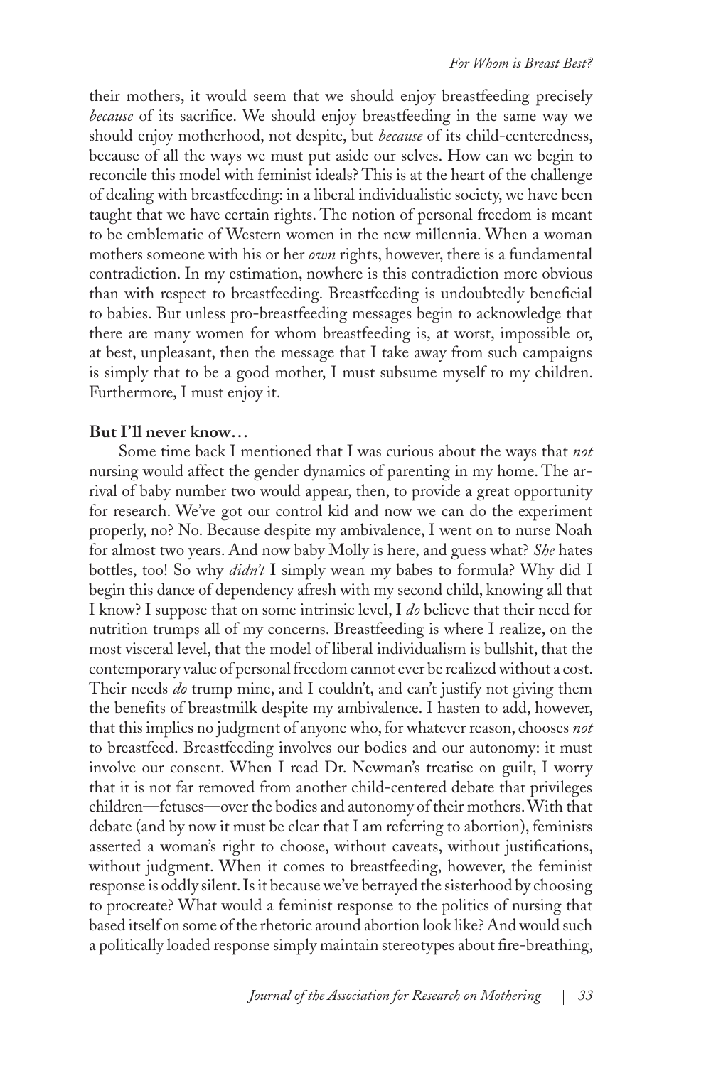their mothers, it would seem that we should enjoy breastfeeding precisely *because* of its sacrifice. We should enjoy breastfeeding in the same way we should enjoy motherhood, not despite, but *because* of its child-centeredness, because of all the ways we must put aside our selves. How can we begin to reconcile this model with feminist ideals? This is at the heart of the challenge of dealing with breastfeeding: in a liberal individualistic society, we have been taught that we have certain rights. The notion of personal freedom is meant to be emblematic of Western women in the new millennia. When a woman mothers someone with his or her *own* rights, however, there is a fundamental contradiction. In my estimation, nowhere is this contradiction more obvious than with respect to breastfeeding. Breastfeeding is undoubtedly beneficial to babies. But unless pro-breastfeeding messages begin to acknowledge that there are many women for whom breastfeeding is, at worst, impossible or, at best, unpleasant, then the message that I take away from such campaigns is simply that to be a good mother, I must subsume myself to my children. Furthermore, I must enjoy it.

**But I'll never know…**

Some time back I mentioned that I was curious about the ways that *not* nursing would affect the gender dynamics of parenting in my home. The arrival of baby number two would appear, then, to provide a great opportunity for research. We've got our control kid and now we can do the experiment properly, no? No. Because despite my ambivalence, I went on to nurse Noah for almost two years. And now baby Molly is here, and guess what? *She* hates bottles, too! So why *didn't* I simply wean my babes to formula? Why did I begin this dance of dependency afresh with my second child, knowing all that I know? I suppose that on some intrinsic level, I *do* believe that their need for nutrition trumps all of my concerns. Breastfeeding is where I realize, on the most visceral level, that the model of liberal individualism is bullshit, that the contemporary value of personal freedom cannot ever be realized without a cost. Their needs *do* trump mine, and I couldn't, and can't justify not giving them the benefits of breastmilk despite my ambivalence. I hasten to add, however, that this implies no judgment of anyone who, for whatever reason, chooses *not* to breastfeed. Breastfeeding involves our bodies and our autonomy: it must involve our consent. When I read Dr. Newman's treatise on guilt, I worry that it is not far removed from another child-centered debate that privileges children—fetuses—over the bodies and autonomy of their mothers. With that debate (and by now it must be clear that I am referring to abortion), feminists asserted a woman's right to choose, without caveats, without justifications, without judgment. When it comes to breastfeeding, however, the feminist response is oddly silent. Is it because we've betrayed the sisterhood by choosing to procreate? What would a feminist response to the politics of nursing that based itself on some of the rhetoric around abortion look like? And would such a politically loaded response simply maintain stereotypes about fire-breathing,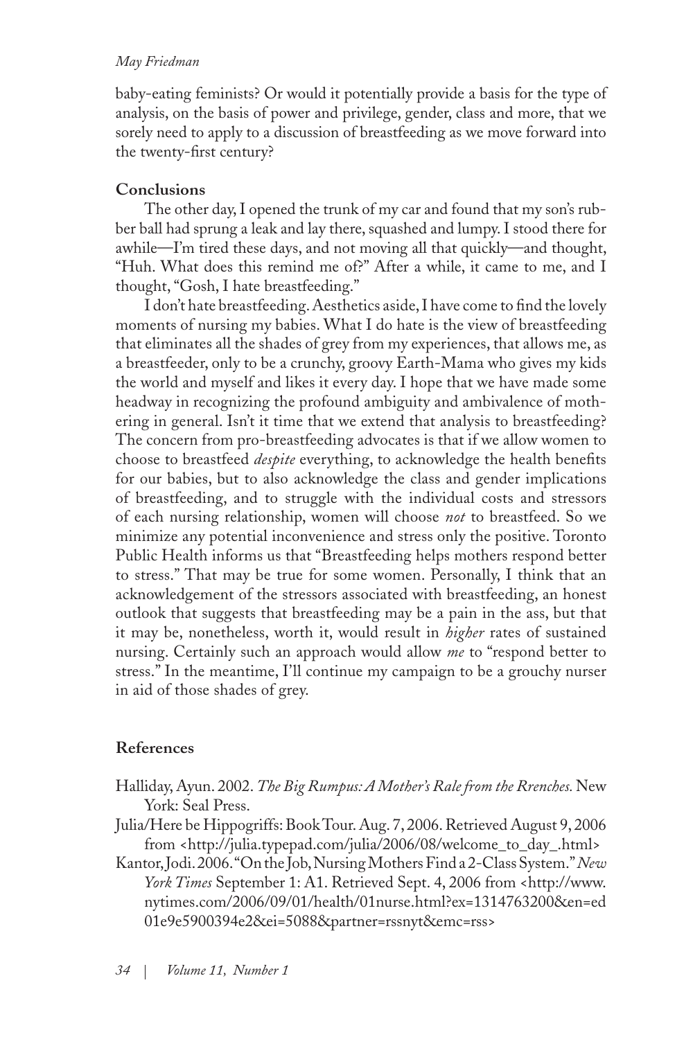baby-eating feminists? Or would it potentially provide a basis for the type of analysis, on the basis of power and privilege, gender, class and more, that we sorely need to apply to a discussion of breastfeeding as we move forward into the twenty-first century?

## Conclusions

The other day, I opened the trunk of my car and found that my son's rubber ball had sprung a leak and lay there, squashed and lumpy. I stood there for awhile—I'm tired these days, and not moving all that quickly—and thought, "Huh. What does this remind me of?" After a while, it came to me, and I thought, "Gosh, I hate breastfeeding."

I don't hate breastfeeding. Aesthetics aside, I have come to find the lovely moments of nursing my babies. What I do hate is the view of breastfeeding that eliminates all the shades of grey from my experiences, that allows me, as a breastfeeder, only to be a crunchy, groovy Earth-Mama who gives my kids the world and myself and likes it every day. I hope that we have made some headway in recognizing the profound ambiguity and ambivalence of mothering in general. Isn't it time that we extend that analysis to breastfeeding? The concern from pro-breastfeeding advocates is that if we allow women to choose to breastfeed *despite* everything, to acknowledge the health benefits for our babies, but to also acknowledge the class and gender implications of breastfeeding, and to struggle with the individual costs and stressors of each nursing relationship, women will choose *not* to breastfeed. So we minimize any potential inconvenience and stress only the positive. Toronto Public Health informs us that "Breastfeeding helps mothers respond better to stress." That may be true for some women. Personally, I think that an acknowledgement of the stressors associated with breastfeeding, an honest outlook that suggests that breastfeeding may be a pain in the ass, but that it may be, nonetheless, worth it, would result in *higher* rates of sustained nursing. Certainly such an approach would allow *me* to "respond better to stress." In the meantime, I'll continue my campaign to be a grouchy nurser in aid of those shades of grey.

## References

Halliday, Ayun. 2002. *The Big Rumpus: A Mother's Rale from the Rrenches.* New York: Seal Press.

Julia/Here be Hippogriffs: Book Tour. Aug. 7, 2006. Retrieved August 9, 2006 from <http://julia.typepad.com/julia/2006/08/welcome_to_day_.html>

Kantor, Jodi. 2006. "On the Job, Nursing Mothers Find a 2-Class System." *New York Times* September 1: A1. Retrieved Sept. 4, 2006 from <http://www.nytimes.com/2006/09/01/health/01nurse.html?ex=1314763200&en=ed01e9e5900394e2&ei=5088&partner=rssnyt&emc=rss>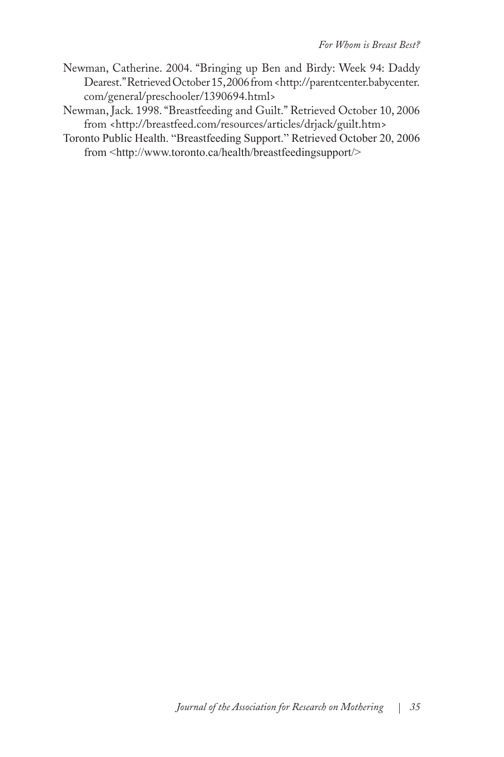Newman, Catherine. 2004. "Bringing up Ben and Birdy: Week 94: Daddy Dearest." Retrieved October 15, 2006 from <http://parentcenter.babycenter.com/general/preschooler/1390694.html>

Newman, Jack. 1998. "Breastfeeding and Guilt." Retrieved October 10, 2006 from <http://breastfeed.com/resources/articles/drjack/guilt.htm>

Toronto Public Health. "Breastfeeding Support." Retrieved October 20, 2006 from <http://www.toronto.ca/health/breastfeedingsupport/>